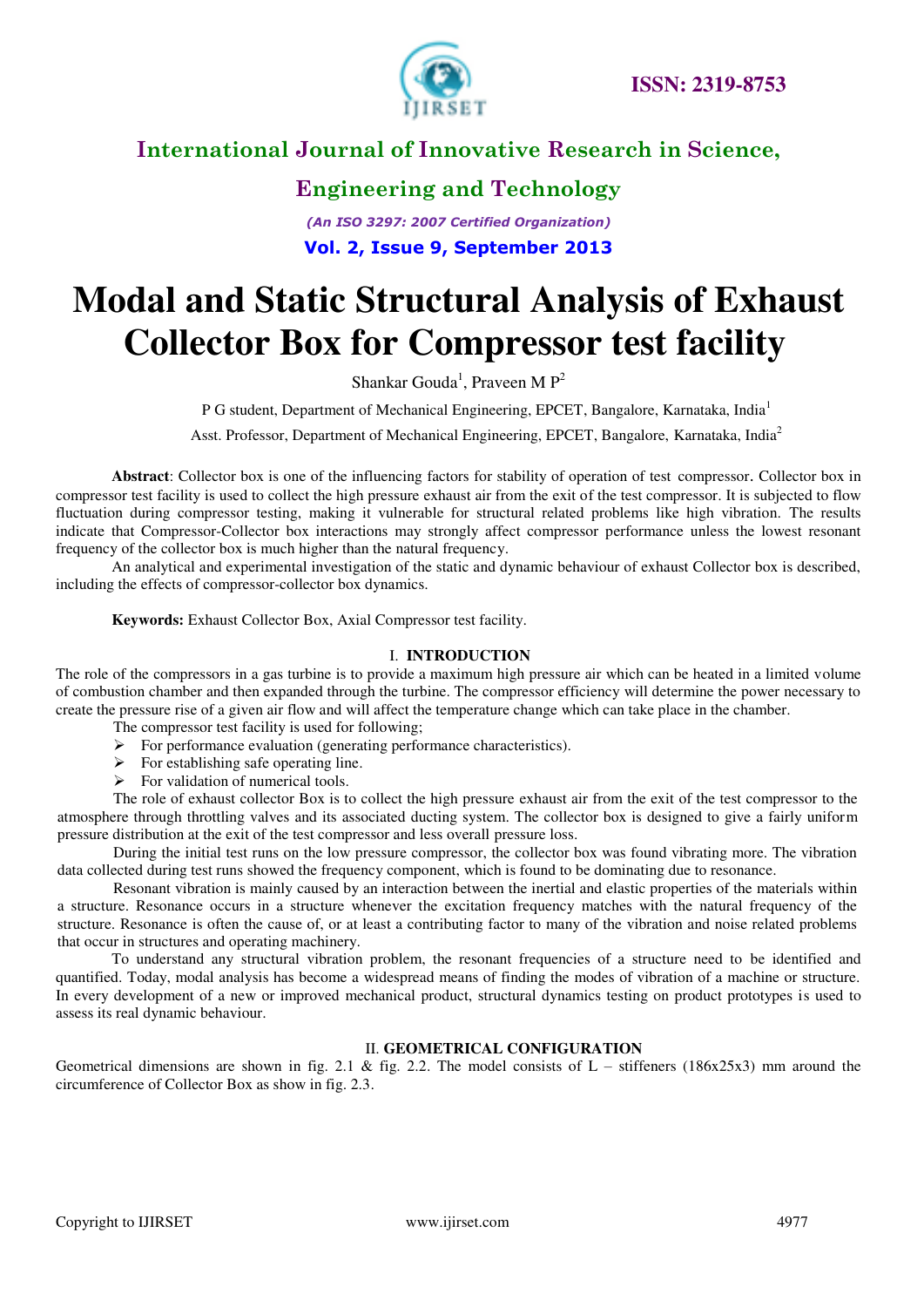# Modal and Static Structural Analysis of Exhaust Collector Box for Compressor test facility

Shankar Gouda[1], Praveen M P[2]

P G student, Department of Mechanical Engineering, EPCET, Bangalore, Karnataka, India[1]

Asst. Professor, Department of Mechanical Engineering, EPCET, Bangalore, Karnataka, India[2]

**Abstract**: Collector box is one of the influencing factors for stability of operation of test compressor. Collector box in compressor test facility is used to collect the high pressure exhaust air from the exit of the test compressor. It is subjected to flow fluctuation during compressor testing, making it vulnerable for structural related problems like high vibration. The results indicate that Compressor-Collector box interactions may strongly affect compressor performance unless the lowest resonant frequency of the collector box is much higher than the natural frequency.

An analytical and experimental investigation of the static and dynamic behaviour of exhaust Collector box is described, including the effects of compressor-collector box dynamics.

**Keywords:** Exhaust Collector Box, Axial Compressor test facility.

## I. INTRODUCTION

The role of the compressors in a gas turbine is to provide a maximum high pressure air which can be heated in a limited volume of combustion chamber and then expanded through the turbine. The compressor efficiency will determine the power necessary to create the pressure rise of a given air flow and will affect the temperature change which can take place in the chamber.

The compressor test facility is used for following;

- For performance evaluation (generating performance characteristics).
- For establishing safe operating line.
- For validation of numerical tools.

The role of exhaust collector Box is to collect the high pressure exhaust air from the exit of the test compressor to the atmosphere through throttling valves and its associated ducting system. The collector box is designed to give a fairly uniform pressure distribution at the exit of the test compressor and less overall pressure loss.

During the initial test runs on the low pressure compressor, the collector box was found vibrating more. The vibration data collected during test runs showed the frequency component, which is found to be dominating due to resonance.

Resonant vibration is mainly caused by an interaction between the inertial and elastic properties of the materials within a structure. Resonance occurs in a structure whenever the excitation frequency matches with the natural frequency of the structure. Resonance is often the cause of, or at least a contributing factor to many of the vibration and noise related problems that occur in structures and operating machinery.

To understand any structural vibration problem, the resonant frequencies of a structure need to be identified and quantified. Today, modal analysis has become a widespread means of finding the modes of vibration of a machine or structure. In every development of a new or improved mechanical product, structural dynamics testing on product prototypes is used to assess its real dynamic behaviour.

## II. GEOMETRICAL CONFIGURATION

Geometrical dimensions are shown in fig. 2.1 & fig. 2.2. The model consists of L – stiffeners (186x25x3) mm around the circumference of Collector Box as show in fig. 2.3.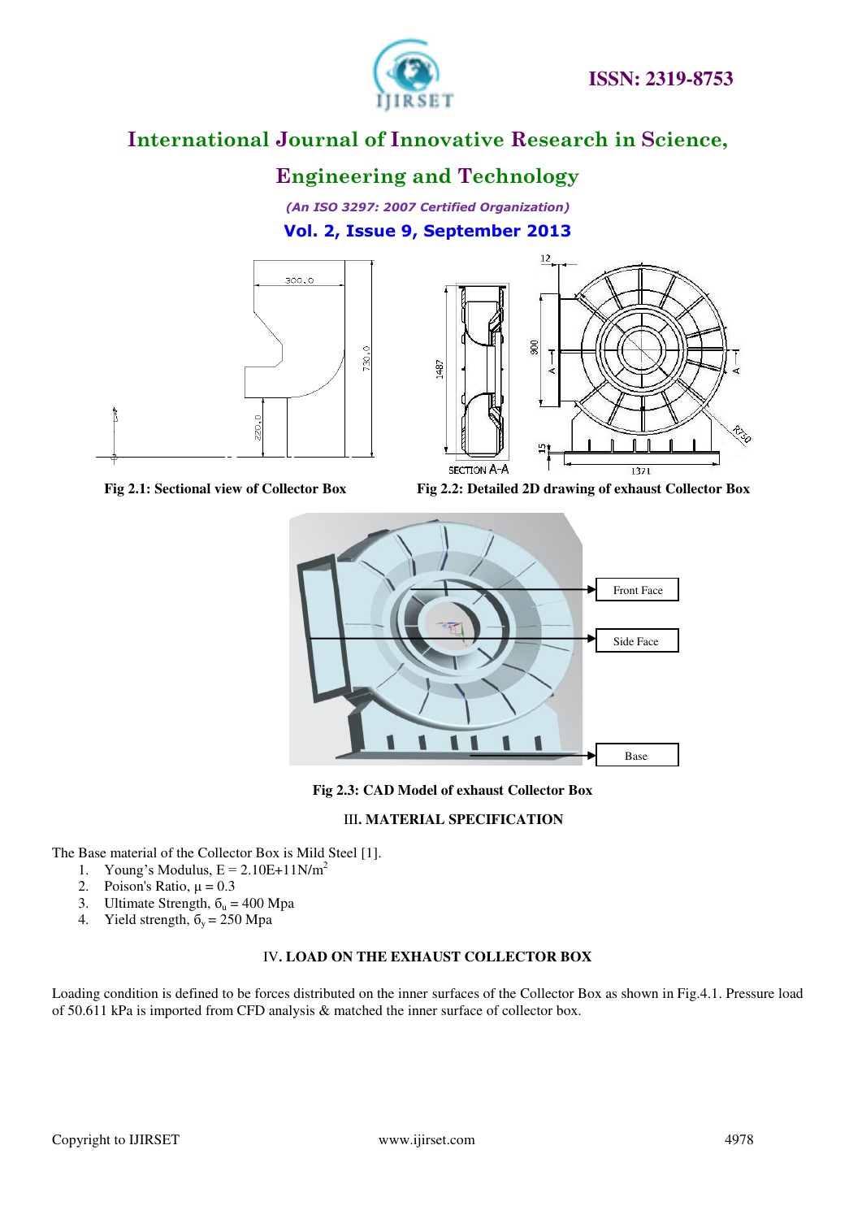Fig 2.1: Sectional view of Collector Box

Fig 2.2: Detailed 2D drawing of exhaust Collector Box

Fig 2.3: CAD Model of exhaust Collector Box

## III. MATERIAL SPECIFICATION

The Base material of the Collector Box is Mild Steel [1].

1. Young's Modulus, E = $2.10E+11 N/m^2$
2. Poison's Ratio, $\mu = 0.3$
3. Ultimate Strength, $\sigma_u = 400$ Mpa
4. Yield strength, $\sigma_y = 250$ Mpa

## IV. LOAD ON THE EXHAUST COLLECTOR BOX

Loading condition is defined to be forces distributed on the inner surfaces of the Collector Box as shown in Fig.4.1. Pressure load of 50.611 kPa is imported from CFD analysis & matched the inner surface of collector box.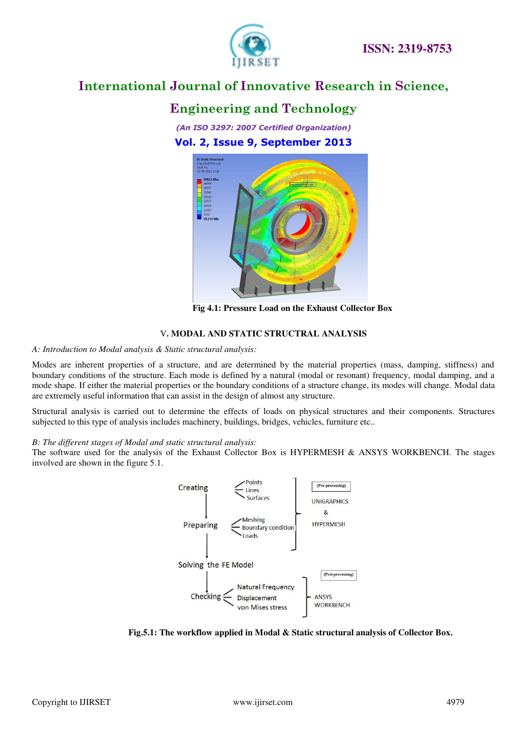Fig 4.1: Pressure Load on the Exhaust Collector Box

## V. MODAL AND STATIC STRUCTRAL ANALYSIS

### *A: Introduction to Modal analysis & Static structural analysis:*

Modes are inherent properties of a structure, and are determined by the material properties (mass, damping, stiffness) and boundary conditions of the structure. Each mode is defined by a natural (modal or resonant) frequency, modal damping, and a mode shape. If either the material properties or the boundary conditions of a structure change, its modes will change. Modal data are extremely useful information that can assist in the design of almost any structure.

Structural analysis is carried out to determine the effects of loads on physical structures and their components. Structures subjected to this type of analysis includes machinery, buildings, bridges, vehicles, furniture etc..

### *B: The different stages of Modal and static structural analysis:*

The software used for the analysis of the Exhaust Collector Box is HYPERMESH & ANSYS WORKBENCH. The stages involved are shown in the figure 5.1.

Creating — Points, Lines, Surfaces
Preparing — Meshing, Boundary condition, Loads
(Pre-processing) UNIGRAPHICS & HYPERMESH

Solving the FE Model

Checking — Natural Frequency, Displacement, von Mises stress
(Post processing) ANSYS WORKBENCH

Fig.5.1: The workflow applied in Modal & Static structural analysis of Collector Box.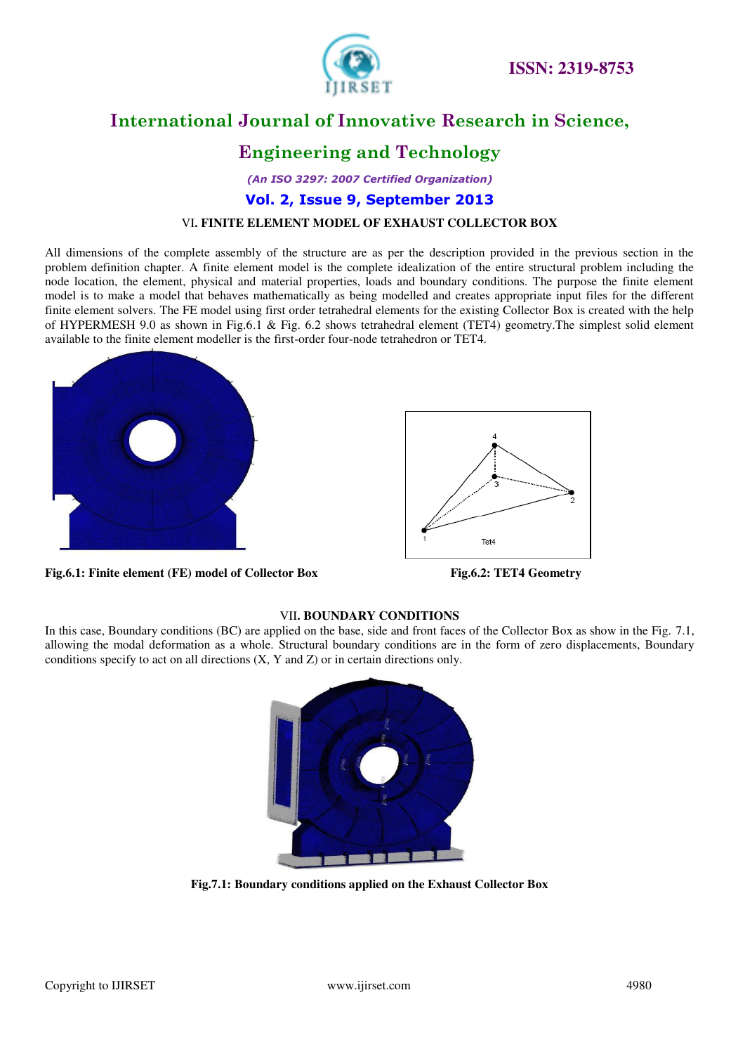## VI. FINITE ELEMENT MODEL OF EXHAUST COLLECTOR BOX

All dimensions of the complete assembly of the structure are as per the description provided in the previous section in the problem definition chapter. A finite element model is the complete idealization of the entire structural problem including the node location, the element, physical and material properties, loads and boundary conditions. The purpose the finite element model is to make a model that behaves mathematically as being modelled and creates appropriate input files for the different finite element solvers. The FE model using first order tetrahedral elements for the existing Collector Box is created with the help of HYPERMESH 9.0 as shown in Fig.6.1 & Fig. 6.2 shows tetrahedral element (TET4) geometry.The simplest solid element available to the finite element modeller is the first-order four-node tetrahedron or TET4.

**Fig.6.1: Finite element (FE) model of Collector Box**

**Fig.6.2: TET4 Geometry**

## VII. BOUNDARY CONDITIONS

In this case, Boundary conditions (BC) are applied on the base, side and front faces of the Collector Box as show in the Fig. 7.1, allowing the modal deformation as a whole. Structural boundary conditions are in the form of zero displacements, Boundary conditions specify to act on all directions (X, Y and Z) or in certain directions only.

**Fig.7.1: Boundary conditions applied on the Exhaust Collector Box**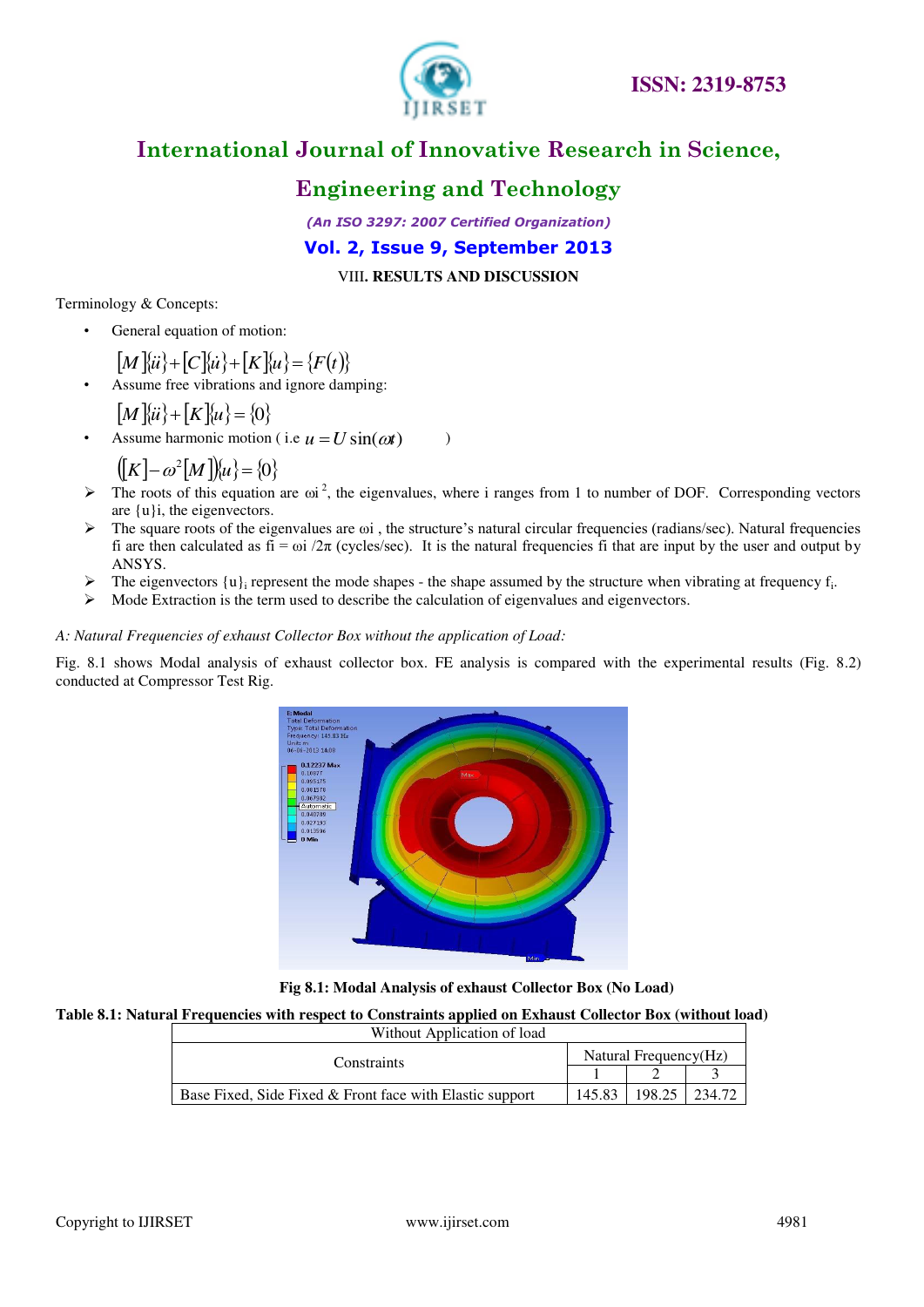## VIII. RESULTS AND DISCUSSION

Terminology & Concepts:

- General equation of motion:

$$[M]\{\ddot{u}\}+[C]\{\dot{u}\}+[K]\{u\}=\{F(t)\}$$

- Assume free vibrations and ignore damping:

$$[M]\{\ddot{u}\}+[K]\{u\}=\{0\}$$

- Assume harmonic motion ( i.e $u = U\sin(\omega t)$ )

$$([K]-\omega^2[M])\{u\}=\{0\}$$

- ➢ The roots of this equation are $\omega_i^2$, the eigenvalues, where i ranges from 1 to number of DOF. Corresponding vectors are $\{u\}_i$, the eigenvectors.
- ➢ The square roots of the eigenvalues are $\omega_i$ , the structure's natural circular frequencies (radians/sec). Natural frequencies $f_i$ are then calculated as $f_i = \omega_i / 2\pi$ (cycles/sec). It is the natural frequencies $f_i$ that are input by the user and output by ANSYS.
- ➢ The eigenvectors $\{u\}_i$ represent the mode shapes - the shape assumed by the structure when vibrating at frequency $f_i$.
- ➢ Mode Extraction is the term used to describe the calculation of eigenvalues and eigenvectors.

*A: Natural Frequencies of exhaust Collector Box without the application of Load:*

Fig. 8.1 shows Modal analysis of exhaust collector box. FE analysis is compared with the experimental results (Fig. 8.2) conducted at Compressor Test Rig.

**Fig 8.1: Modal Analysis of exhaust Collector Box (No Load)**

**Table 8.1: Natural Frequencies with respect to Constraints applied on Exhaust Collector Box (without load)**

| Without Application of load | | | |
|---|---|---|---|
| Constraints | Natural Frequency(Hz) | | |
| | 1 | 2 | 3 |
| Base Fixed, Side Fixed & Front face with Elastic support | 145.83 | 198.25 | 234.72 |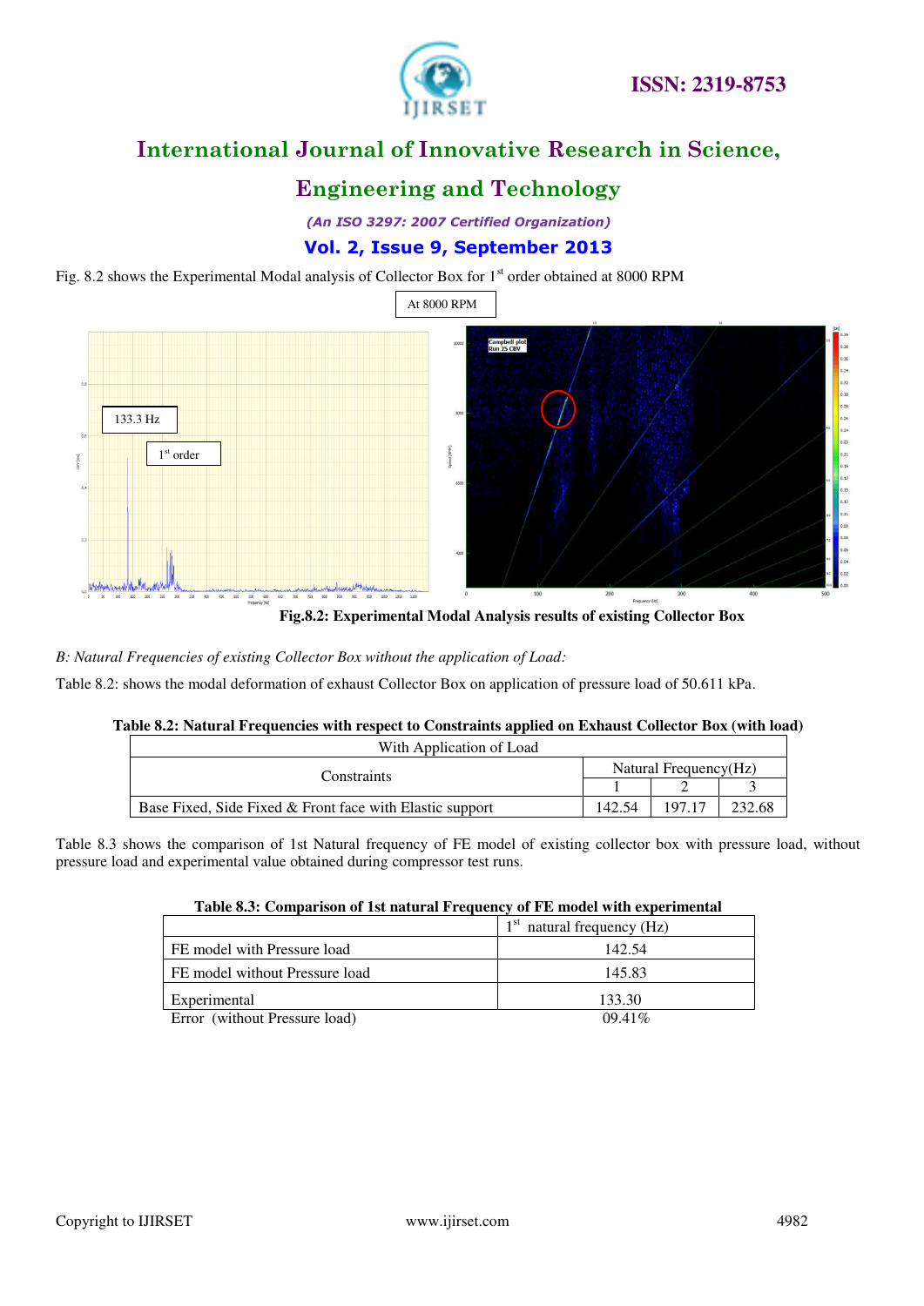Fig. 8.2 shows the Experimental Modal analysis of Collector Box for 1st order obtained at 8000 RPM

Fig.8.2: Experimental Modal Analysis results of existing Collector Box

*B: Natural Frequencies of existing Collector Box without the application of Load:*

Table 8.2: shows the modal deformation of exhaust Collector Box on application of pressure load of 50.611 kPa.

**Table 8.2: Natural Frequencies with respect to Constraints applied on Exhaust Collector Box (with load)**

| With Application of Load | | | |
|---|---|---|---|
| Constraints | Natural Frequency(Hz) | | |
| | 1 | 2 | 3 |
| Base Fixed, Side Fixed & Front face with Elastic support | 142.54 | 197.17 | 232.68 |

Table 8.3 shows the comparison of 1st Natural frequency of FE model of existing collector box with pressure load, without pressure load and experimental value obtained during compressor test runs.

**Table 8.3: Comparison of 1st natural Frequency of FE model with experimental**

| | 1st natural frequency (Hz) |
|---|---|
| FE model with Pressure load | 142.54 |
| FE model without Pressure load | 145.83 |
| Experimental | 133.30 |
| Error (without Pressure load) | 09.41% |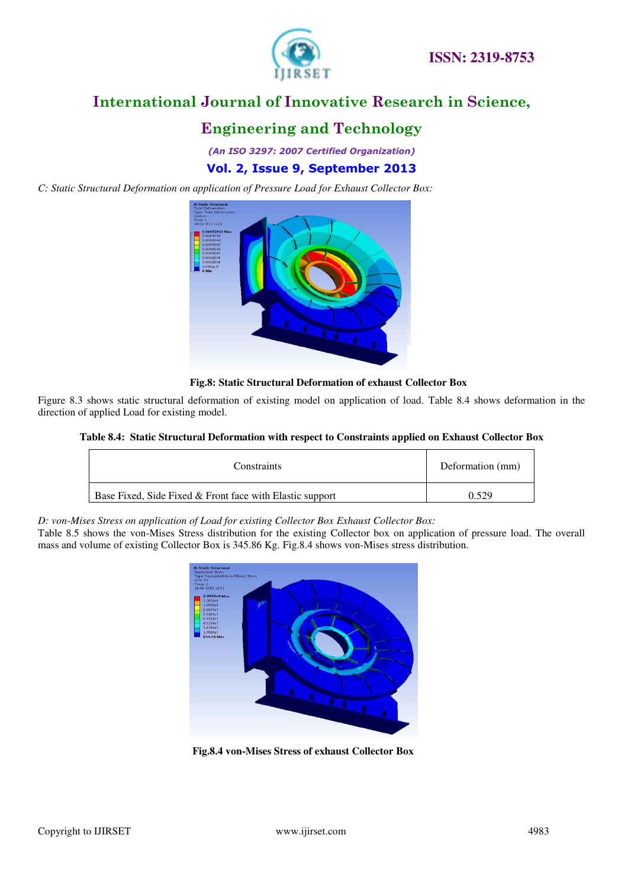*C: Static Structural Deformation on application of Pressure Load for Exhaust Collector Box:*

**Fig.8: Static Structural Deformation of exhaust Collector Box**

Figure 8.3 shows static structural deformation of existing model on application of load. Table 8.4 shows deformation in the direction of applied Load for existing model.

**Table 8.4: Static Structural Deformation with respect to Constraints applied on Exhaust Collector Box**

| Constraints | Deformation (mm) |
|---|---|
| Base Fixed, Side Fixed & Front face with Elastic support | 0.529 |

*D: von-Mises Stress on application of Load for existing Collector Box Exhaust Collector Box:*

Table 8.5 shows the von-Mises Stress distribution for the existing Collector box on application of pressure load. The overall mass and volume of existing Collector Box is 345.86 Kg. Fig.8.4 shows von-Mises stress distribution.

**Fig.8.4 von-Mises Stress of exhaust Collector Box**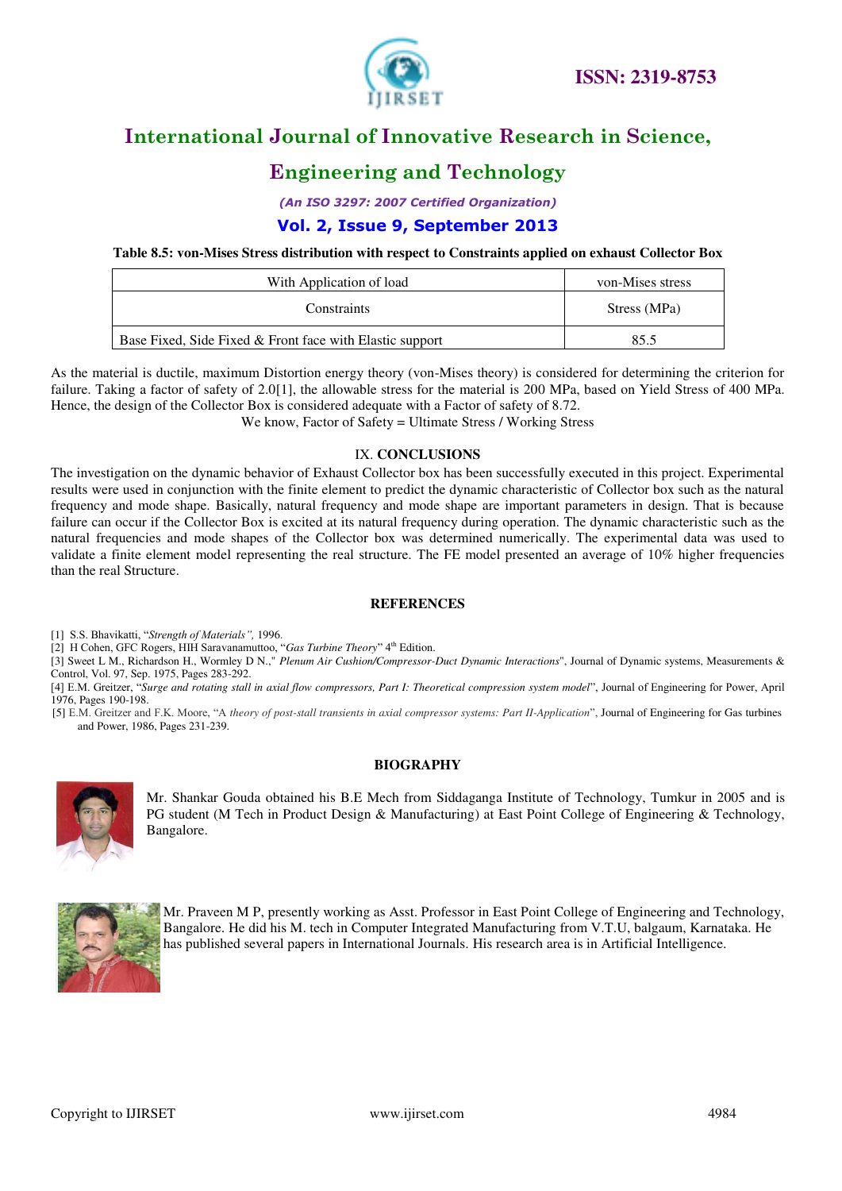**Table 8.5: von-Mises Stress distribution with respect to Constraints applied on exhaust Collector Box**

| With Application of load | von-Mises stress |
|---|---|
| Constraints | Stress (MPa) |
| Base Fixed, Side Fixed & Front face with Elastic support | 85.5 |

As the material is ductile, maximum Distortion energy theory (von-Mises theory) is considered for determining the criterion for failure. Taking a factor of safety of 2.0[1], the allowable stress for the material is 200 MPa, based on Yield Stress of 400 MPa. Hence, the design of the Collector Box is considered adequate with a Factor of safety of 8.72.

We know, Factor of Safety = Ultimate Stress / Working Stress

## IX. CONCLUSIONS

The investigation on the dynamic behavior of Exhaust Collector box has been successfully executed in this project. Experimental results were used in conjunction with the finite element to predict the dynamic characteristic of Collector box such as the natural frequency and mode shape. Basically, natural frequency and mode shape are important parameters in design. That is because failure can occur if the Collector Box is excited at its natural frequency during operation. The dynamic characteristic such as the natural frequencies and mode shapes of the Collector box was determined numerically. The experimental data was used to validate a finite element model representing the real structure. The FE model presented an average of 10% higher frequencies than the real Structure.

## REFERENCES

[1] S.S. Bhavikatti, "*Strength of Materials*", 1996.

[2] H Cohen, GFC Rogers, HIH Saravanamuttoo, "*Gas Turbine Theory*" 4th Edition.

[3] Sweet L M., Richardson H., Wormley D N.," *Plenum Air Cushion/Compressor-Duct Dynamic Interactions*", Journal of Dynamic systems, Measurements & Control, Vol. 97, Sep. 1975, Pages 283-292.

[4] E.M. Greitzer, "*Surge and rotating stall in axial flow compressors, Part I: Theoretical compression system model*", Journal of Engineering for Power, April 1976, Pages 190-198.

[5] E.M. Greitzer and F.K. Moore, "A *theory of post-stall transients in axial compressor systems: Part II-Application*", Journal of Engineering for Gas turbines and Power, 1986, Pages 231-239.

## BIOGRAPHY

Mr. Shankar Gouda obtained his B.E Mech from Siddaganga Institute of Technology, Tumkur in 2005 and is PG student (M Tech in Product Design & Manufacturing) at East Point College of Engineering & Technology, Bangalore.

Mr. Praveen M P, presently working as Asst. Professor in East Point College of Engineering and Technology, Bangalore. He did his M. tech in Computer Integrated Manufacturing from V.T.U, balgaum, Karnataka. He has published several papers in International Journals. His research area is in Artificial Intelligence.